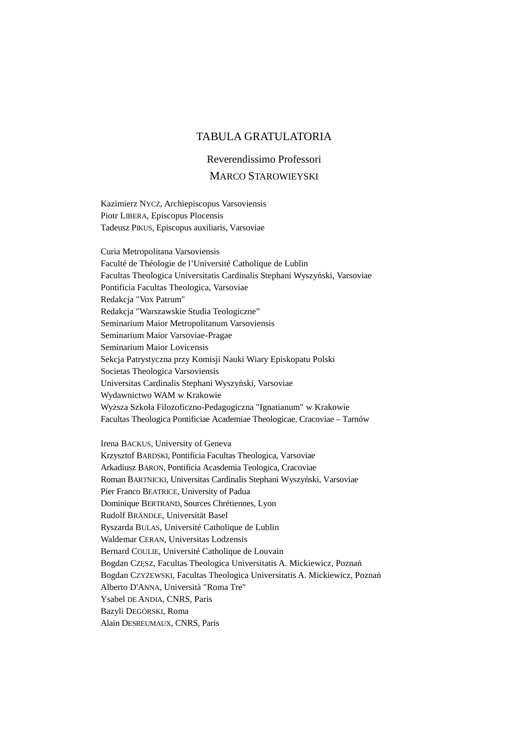# TABULA GRATULATORIA

Reverendissimo Professori

MARCO STAROWIEYSKI

Kazimierz NYCZ, Archiepiscopus Varsoviensis
Piotr LIBERA, Episcopus Plocensis
Tadeusz PIKUS, Episcopus auxiliaris, Varsoviae

Curia Metropolitana Varsoviensis
Faculté de Théologie de l’Université Catholique de Lublin
Facultas Theologica Universitatis Cardinalis Stephani Wyszyński, Varsoviae
Pontificia Facultas Theologica, Varsoviae
Redakcja "Vox Patrum"
Redakcja "Warszawskie Studia Teologiczne”
Seminarium Maior Metropolitanum Varsoviensis
Seminarium Maior Varsoviae-Pragae
Seminarium Maior Lovicensis
Sekcja Patrystyczna przy Komisji Nauki Wiary Episkopatu Polski
Societas Theologica Varsoviensis
Universitas Cardinalis Stephani Wyszyński, Varsoviae
Wydawnictwo WAM w Krakowie
Wyższa Szkoła Filozoficzno-Pedagogiczna "Ignatianum" w Krakowie
Facultas Theologica Pontificiae Academiae Theologicae, Cracoviae – Tarnów

Irena BACKUS, University of Geneva
Krzysztof BARDSKI, Pontificia Facultas Theologica, Varsoviae
Arkadiusz BARON, Pontificia Acasdemia Teologica, Cracoviae
Roman BARTNICKI, Universitas Cardinalis Stephani Wyszyński, Varsoviae
Pier Franco BEATRICE, University of Padua
Dominique BERTRAND, Sources Chrétiennes, Lyon
Rudolf BRÄNDLE, Universität Basel
Ryszarda BULAS, Université Catholique de Lublin
Waldemar CERAN, Universitas Lodzensis
Bernard COULIE, Université Catholique de Louvain
Bogdan CZĘSZ, Facultas Theologica Universitatis A. Mickiewicz, Poznań
Bogdan CZYŻEWSKI, Facultas Theologica Universitatis A. Mickiewicz, Poznań
Alberto D'ANNA, Università "Roma Tre"
Ysabel DE ANDIA, CNRS, Paris
Bazyli DEGÓRSKI, Roma
Alain DESREUMAUX, CNRS, Paris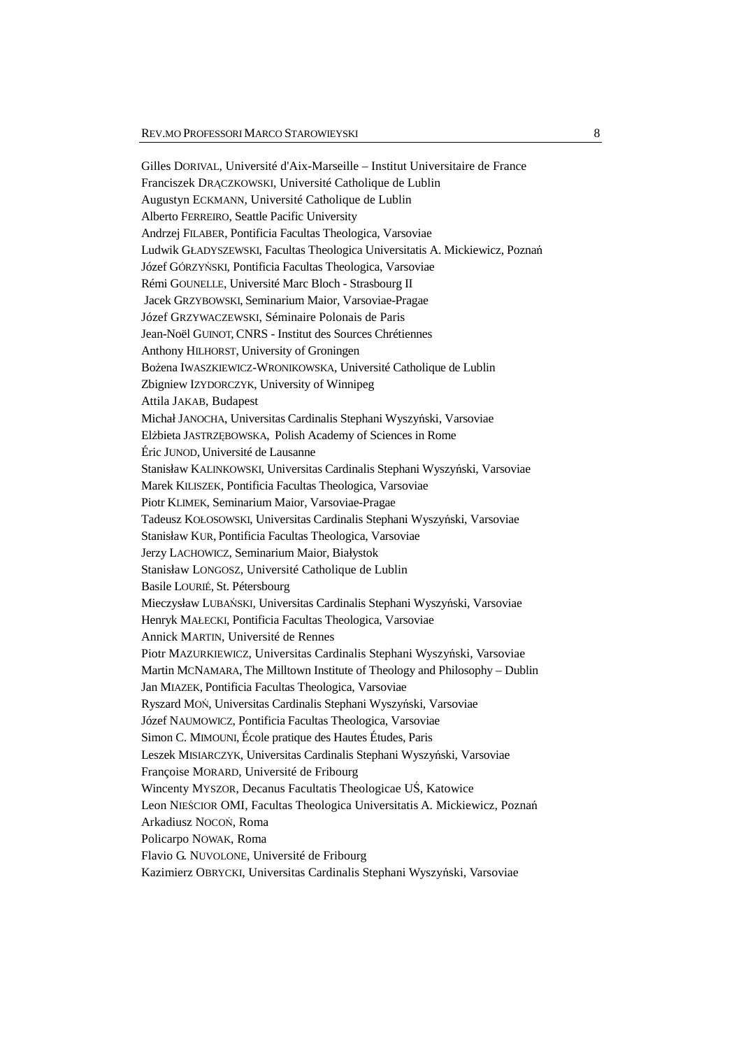Gilles DORIVAL, Université d'Aix-Marseille – Institut Universitaire de France
Franciszek DRĄCZKOWSKI, Université Catholique de Lublin
Augustyn ECKMANN, Université Catholique de Lublin
Alberto FERREIRO, Seattle Pacific University
Andrzej FILABER, Pontificia Facultas Theologica, Varsoviae
Ludwik GŁADYSZEWSKI, Facultas Theologica Universitatis A. Mickiewicz, Poznań
Józef GÓRZYŃSKI, Pontificia Facultas Theologica, Varsoviae
Rémi GOUNELLE, Université Marc Bloch - Strasbourg II
Jacek GRZYBOWSKI, Seminarium Maior, Varsoviae-Pragae
Józef GRZYWACZEWSKI, Séminaire Polonais de Paris
Jean-Noël GUINOT, CNRS - Institut des Sources Chrétiennes
Anthony HILHORST, University of Groningen
Bożena IWASZKIEWICZ-WRONIKOWSKA, Université Catholique de Lublin
Zbigniew IZYDORCZYK, University of Winnipeg
Attila JAKAB, Budapest
Michał JANOCHA, Universitas Cardinalis Stephani Wyszyński, Varsoviae
Elżbieta JASTRZĘBOWSKA, Polish Academy of Sciences in Rome
Éric JUNOD, Université de Lausanne
Stanisław KALINKOWSKI, Universitas Cardinalis Stephani Wyszyński, Varsoviae
Marek KILISZEK, Pontificia Facultas Theologica, Varsoviae
Piotr KLIMEK, Seminarium Maior, Varsoviae-Pragae
Tadeusz KOŁOSOWSKI, Universitas Cardinalis Stephani Wyszyński, Varsoviae
Stanisław KUR, Pontificia Facultas Theologica, Varsoviae
Jerzy LACHOWICZ, Seminarium Maior, Białystok
Stanisław LONGOSZ, Université Catholique de Lublin
Basile LOURIÉ, St. Pétersbourg
Mieczysław LUBAŃSKI, Universitas Cardinalis Stephani Wyszyński, Varsoviae
Henryk MAŁECKI, Pontificia Facultas Theologica, Varsoviae
Annick MARTIN, Université de Rennes
Piotr MAZURKIEWICZ, Universitas Cardinalis Stephani Wyszyński, Varsoviae
Martin MCNAMARA, The Milltown Institute of Theology and Philosophy – Dublin
Jan MIAZEK, Pontificia Facultas Theologica, Varsoviae
Ryszard MOŃ, Universitas Cardinalis Stephani Wyszyński, Varsoviae
Józef NAUMOWICZ, Pontificia Facultas Theologica, Varsoviae
Simon C. MIMOUNI, École pratique des Hautes Études, Paris
Leszek MISIARCZYK, Universitas Cardinalis Stephani Wyszyński, Varsoviae
Françoise MORARD, Université de Fribourg
Wincenty MYSZOR, Decanus Facultatis Theologicae UŚ, Katowice
Leon NIEŚCIOR OMI, Facultas Theologica Universitatis A. Mickiewicz, Poznań
Arkadiusz NOCOŃ, Roma
Policarpo NOWAK, Roma
Flavio G. NUVOLONE, Université de Fribourg
Kazimierz OBRYCKI, Universitas Cardinalis Stephani Wyszyński, Varsoviae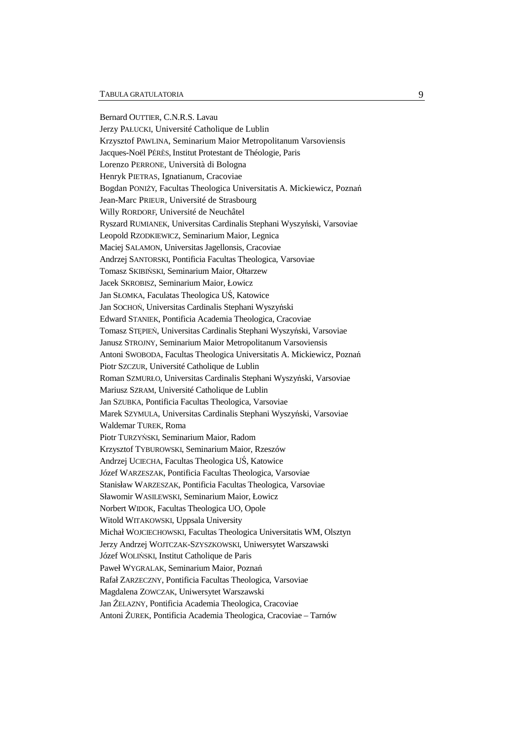Bernard OUTTIER, C.N.R.S. Lavau
Jerzy PAŁUCKI, Université Catholique de Lublin
Krzysztof PAWLINA, Seminarium Maior Metropolitanum Varsoviensis
Jacques-Noël PÉRÈS, Institut Protestant de Théologie, Paris
Lorenzo PERRONE, Università di Bologna
Henryk PIETRAS, Ignatianum, Cracoviae
Bogdan PONIŻY, Facultas Theologica Universitatis A. Mickiewicz, Poznań
Jean-Marc PRIEUR, Université de Strasbourg
Willy RORDORF, Université de Neuchâtel
Ryszard RUMIANEK, Universitas Cardinalis Stephani Wyszyński, Varsoviae
Leopold RZODKIEWICZ, Seminarium Maior, Legnica
Maciej SALAMON, Universitas Jagellonsis, Cracoviae
Andrzej SANTORSKI, Pontificia Facultas Theologica, Varsoviae
Tomasz SKIBIŃSKI, Seminarium Maior, Ołtarzew
Jacek SKROBISZ, Seminarium Maior, Łowicz
Jan SŁOMKA, Faculatas Theologica UŚ, Katowice
Jan SOCHOŃ, Universitas Cardinalis Stephani Wyszyński
Edward STANIEK, Pontificia Academia Theologica, Cracoviae
Tomasz STĘPIEŃ, Universitas Cardinalis Stephani Wyszyński, Varsoviae
Janusz STROJNY, Seminarium Maior Metropolitanum Varsoviensis
Antoni SWOBODA, Facultas Theologica Universitatis A. Mickiewicz, Poznań
Piotr SZCZUR, Université Catholique de Lublin
Roman SZMURŁO, Universitas Cardinalis Stephani Wyszyński, Varsoviae
Mariusz SZRAM, Université Catholique de Lublin
Jan SZUBKA, Pontificia Facultas Theologica, Varsoviae
Marek SZYMULA, Universitas Cardinalis Stephani Wyszyński, Varsoviae
Waldemar TUREK, Roma
Piotr TURZYŃSKI, Seminarium Maior, Radom
Krzysztof TYBUROWSKI, Seminarium Maior, Rzeszów
Andrzej UCIECHA, Facultas Theologica UŚ, Katowice
Józef WARZESZAK, Pontificia Facultas Theologica, Varsoviae
Stanisław WARZESZAK, Pontificia Facultas Theologica, Varsoviae
Sławomir WASILEWSKI, Seminarium Maior, Łowicz
Norbert WIDOK, Facultas Theologica UO, Opole
Witold WITAKOWSKI, Uppsala University
Michał WOJCIECHOWSKI, Facultas Theologica Universitatis WM, Olsztyn
Jerzy Andrzej WOJTCZAK-SZYSZKOWSKI, Uniwersytet Warszawski
Józef WOLIŃSKI, Institut Catholique de Paris
Paweł WYGRALAK, Seminarium Maior, Poznań
Rafał ZARZECZNY, Pontificia Facultas Theologica, Varsoviae
Magdalena ZOWCZAK, Uniwersytet Warszawski
Jan ŻELAZNY, Pontificia Academia Theologica, Cracoviae
Antoni ŻUREK, Pontificia Academia Theologica, Cracoviae – Tarnów